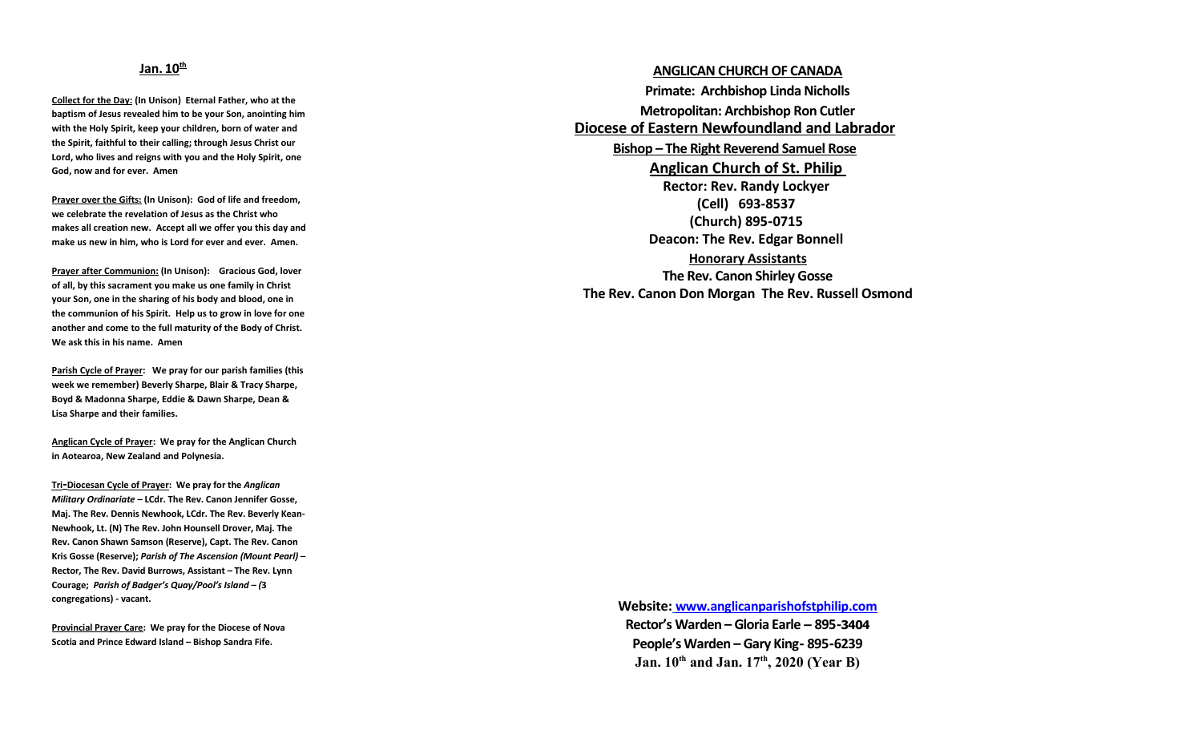## Jan. 10th

**Collect for the Day:** **(In Unison) Eternal Father, who at the baptism of Jesus revealed him to be your Son, anointing him with the Holy Spirit, keep your children, born of water and the Spirit, faithful to their calling; through Jesus Christ our Lord, who lives and reigns with you and the Holy Spirit, one God, now and for ever. Amen**

**Prayer over the Gifts:** **(In Unison): God of life and freedom, we celebrate the revelation of Jesus as the Christ who makes all creation new. Accept all we offer you this day and make us new in him, who is Lord for ever and ever. Amen.**

**Prayer after Communion:** **(In Unison): Gracious God, lover of all, by this sacrament you make us one family in Christ your Son, one in the sharing of his body and blood, one in the communion of his Spirit. Help us to grow in love for one another and come to the full maturity of the Body of Christ. We ask this in his name. Amen**

**Parish Cycle of Prayer:** **We pray for our parish families (this week we remember) Beverly Sharpe, Blair & Tracy Sharpe, Boyd & Madonna Sharpe, Eddie & Dawn Sharpe, Dean & Lisa Sharpe and their families.**

**Anglican Cycle of Prayer:** **We pray for the Anglican Church in Aotearoa, New Zealand and Polynesia.**

**Tri-Diocesan Cycle of Prayer:** **We pray for the *Anglican Military Ordinariate* – LCdr. The Rev. Canon Jennifer Gosse, Maj. The Rev. Dennis Newhook, LCdr. The Rev. Beverly Kean-Newhook, Lt. (N) The Rev. John Hounsell Drover, Maj. The Rev. Canon Shawn Samson (Reserve), Capt. The Rev. Canon Kris Gosse (Reserve); *Parish of The Ascension (Mount Pearl)* – Rector, The Rev. David Burrows, Assistant – The Rev. Lynn Courage; *Parish of Badger's Quay/Pool's Island – (*3 congregations) - vacant.**

**Provincial Prayer Care:** **We pray for the Diocese of Nova Scotia and Prince Edward Island – Bishop Sandra Fife.**

**ANGLICAN CHURCH OF CANADA**

**Primate: Archbishop Linda Nicholls**

**Metropolitan: Archbishop Ron Cutler**

**Diocese of Eastern Newfoundland and Labrador**

**Bishop – The Right Reverend Samuel Rose**

**Anglican Church of St. Philip**

**Rector: Rev. Randy Lockyer**

**(Cell) 693-8537**

**(Church) 895-0715**

**Deacon: The Rev. Edgar Bonnell**

**Honorary Assistants**

**The Rev. Canon Shirley Gosse**

**The Rev. Canon Don Morgan The Rev. Russell Osmond**

**Website: www.anglicanparishofstphilip.com**

**Rector's Warden – Gloria Earle – 895-3404**

**People's Warden – Gary King- 895-6239**

**Jan. 10th and Jan. 17th, 2020 (Year B)**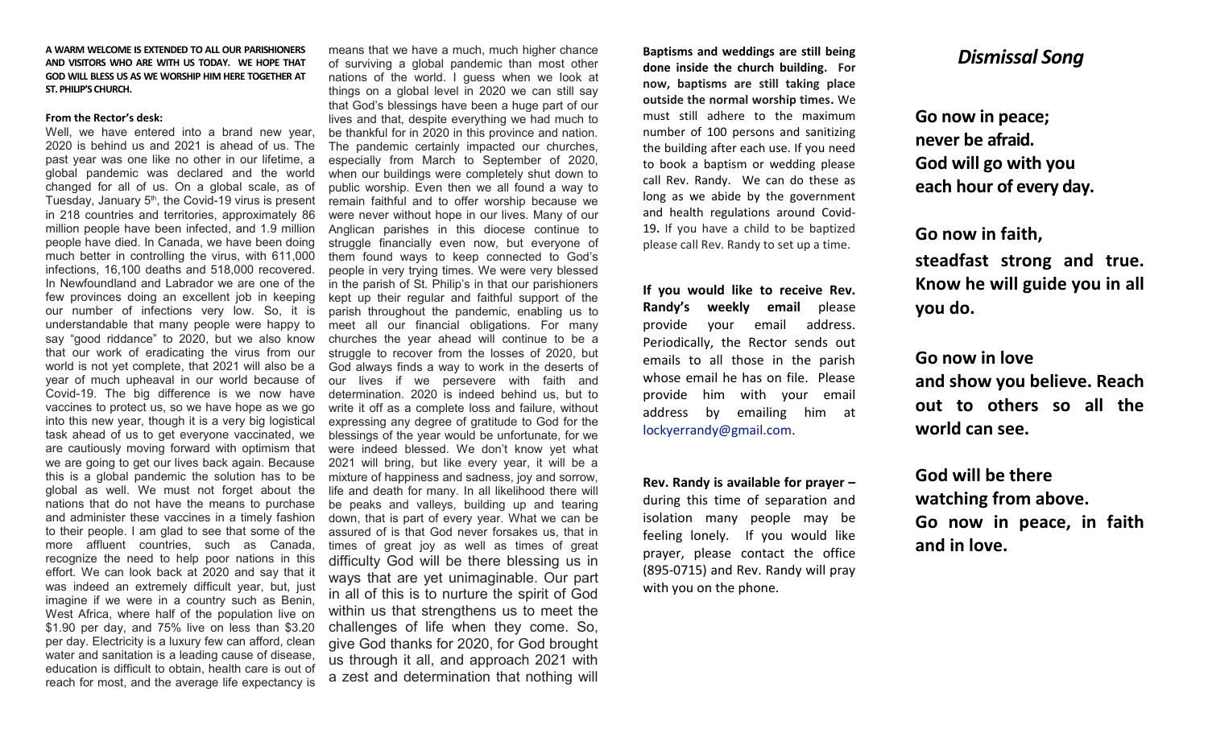**A WARM WELCOME IS EXTENDED TO ALL OUR PARISHIONERS AND VISITORS WHO ARE WITH US TODAY. WE HOPE THAT GOD WILL BLESS US AS WE WORSHIP HIM HERE TOGETHER AT ST. PHILIP'S CHURCH.**

**From the Rector's desk:**

Well, we have entered into a brand new year, 2020 is behind us and 2021 is ahead of us. The past year was one like no other in our lifetime, a global pandemic was declared and the world changed for all of us. On a global scale, as of Tuesday, January 5th, the Covid-19 virus is present in 218 countries and territories, approximately 86 million people have been infected, and 1.9 million people have died. In Canada, we have been doing much better in controlling the virus, with 611,000 infections, 16,100 deaths and 518,000 recovered. In Newfoundland and Labrador we are one of the few provinces doing an excellent job in keeping our number of infections very low. So, it is understandable that many people were happy to say "good riddance" to 2020, but we also know that our work of eradicating the virus from our world is not yet complete, that 2021 will also be a year of much upheaval in our world because of Covid-19. The big difference is we now have vaccines to protect us, so we have hope as we go into this new year, though it is a very big logistical task ahead of us to get everyone vaccinated, we are cautiously moving forward with optimism that we are going to get our lives back again. Because this is a global pandemic the solution has to be global as well. We must not forget about the nations that do not have the means to purchase and administer these vaccines in a timely fashion to their people. I am glad to see that some of the more affluent countries, such as Canada, recognize the need to help poor nations in this effort. We can look back at 2020 and say that it was indeed an extremely difficult year, but, just imagine if we were in a country such as Benin, West Africa, where half of the population live on \$1.90 per day, and 75% live on less than \$3.20 per day. Electricity is a luxury few can afford, clean water and sanitation is a leading cause of disease, education is difficult to obtain, health care is out of reach for most, and the average life expectancy is means that we have a much, much higher chance of surviving a global pandemic than most other nations of the world. I guess when we look at things on a global level in 2020 we can still say that God's blessings have been a huge part of our lives and that, despite everything we had much to be thankful for in 2020 in this province and nation. The pandemic certainly impacted our churches, especially from March to September of 2020, when our buildings were completely shut down to public worship. Even then we all found a way to remain faithful and to offer worship because we were never without hope in our lives. Many of our Anglican parishes in this diocese continue to struggle financially even now, but everyone of them found ways to keep connected to God's people in very trying times. We were very blessed in the parish of St. Philip's in that our parishioners kept up their regular and faithful support of the parish throughout the pandemic, enabling us to meet all our financial obligations. For many churches the year ahead will continue to be a struggle to recover from the losses of 2020, but God always finds a way to work in the deserts of our lives if we persevere with faith and determination. 2020 is indeed behind us, but to write it off as a complete loss and failure, without expressing any degree of gratitude to God for the blessings of the year would be unfortunate, for we were indeed blessed. We don't know yet what 2021 will bring, but like every year, it will be a mixture of happiness and sadness, joy and sorrow, life and death for many. In all likelihood there will be peaks and valleys, building up and tearing down, that is part of every year. What we can be assured of is that God never forsakes us, that in times of great joy as well as times of great difficulty God will be there blessing us in ways that are yet unimaginable. Our part in all of this is to nurture the spirit of God within us that strengthens us to meet the challenges of life when they come. So, give God thanks for 2020, for God brought us through it all, and approach 2021 with a zest and determination that nothing will

**Baptisms and weddings are still being done inside the church building. For now, baptisms are still taking place outside the normal worship times.** We must still adhere to the maximum number of 100 persons and sanitizing the building after each use. If you need to book a baptism or wedding please call Rev. Randy. We can do these as long as we abide by the government and health regulations around Covid-19**.** If you have a child to be baptized please call Rev. Randy to set up a time.

**If you would like to receive Rev. Randy's weekly email** please provide your email address. Periodically, the Rector sends out emails to all those in the parish whose email he has on file. Please provide him with your email address by emailing him at lockyerrandy@gmail.com.

**Rev. Randy is available for prayer –** during this time of separation and isolation many people may be feeling lonely. If you would like prayer, please contact the office (895-0715) and Rev. Randy will pray with you on the phone.

## *Dismissal Song*

**Go now in peace;
never be afraid.
God will go with you
each hour of every day.**

**Go now in faith,
steadfast strong and true. Know he will guide you in all you do.**

**Go now in love
and show you believe. Reach out to others so all the world can see.**

**God will be there
watching from above.
Go now in peace, in faith and in love.**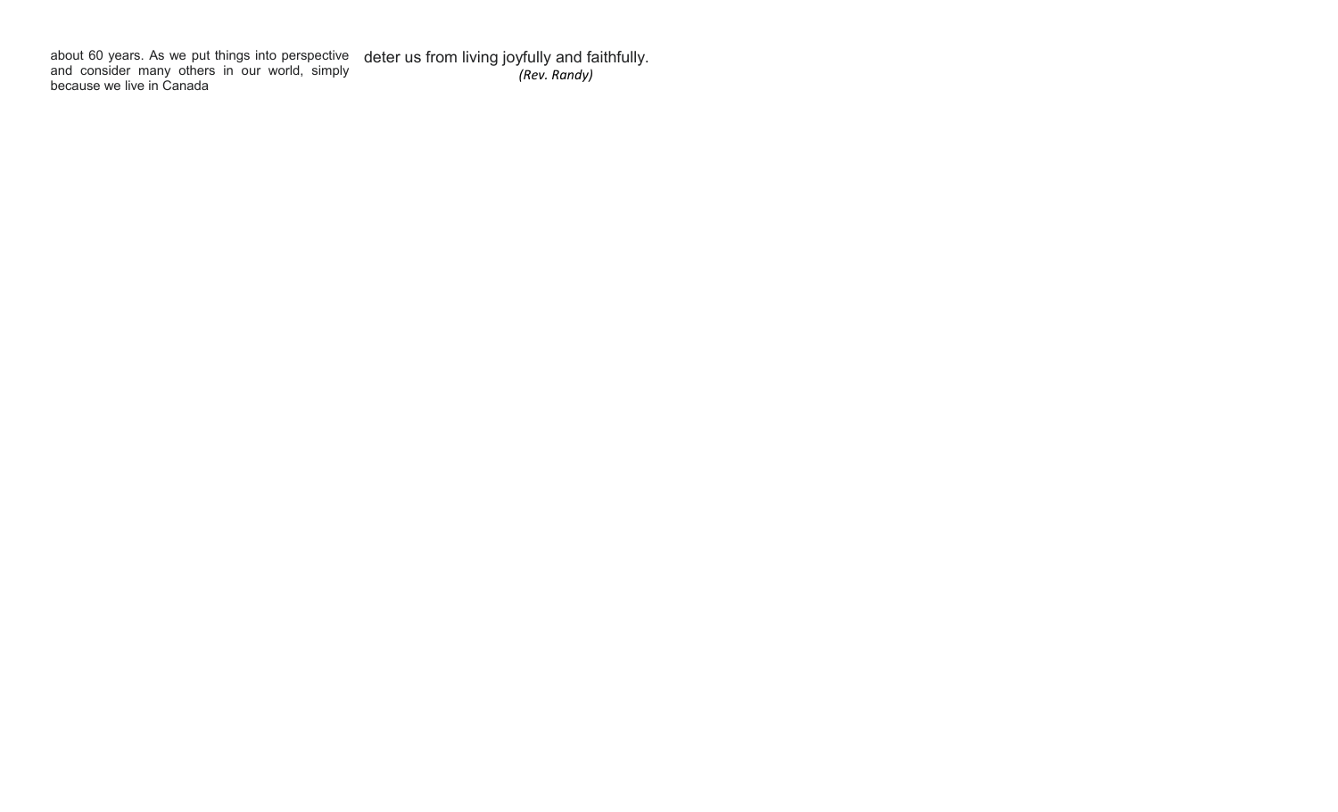about 60 years. As we put things into perspective and consider many others in our world, simply because we live in Canada

deter us from living joyfully and faithfully.

*(Rev. Randy)*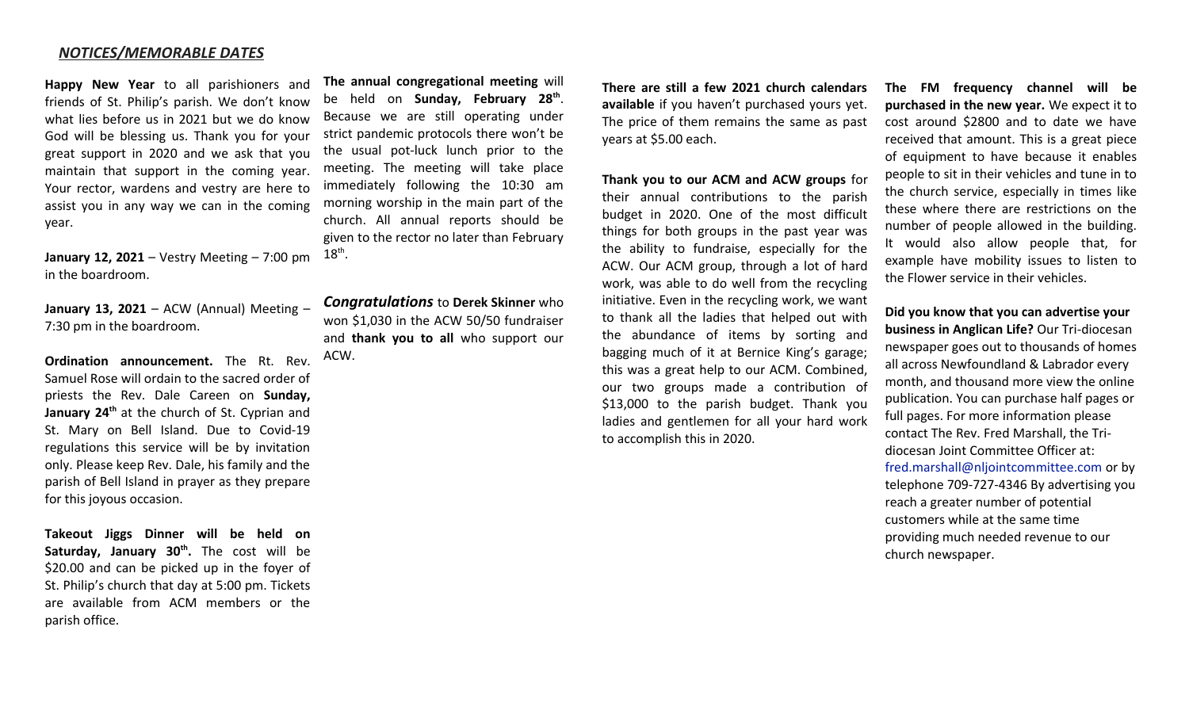## *NOTICES/MEMORABLE DATES*

**Happy New Year** to all parishioners and friends of St. Philip's parish. We don't know what lies before us in 2021 but we do know God will be blessing us. Thank you for your great support in 2020 and we ask that you maintain that support in the coming year. Your rector, wardens and vestry are here to assist you in any way we can in the coming year.

**January 12, 2021** – Vestry Meeting – 7:00 pm in the boardroom.

**January 13, 2021** – ACW (Annual) Meeting – 7:30 pm in the boardroom.

**Ordination announcement.** The Rt. Rev. Samuel Rose will ordain to the sacred order of priests the Rev. Dale Careen on **Sunday, January 24th** at the church of St. Cyprian and St. Mary on Bell Island. Due to Covid-19 regulations this service will be by invitation only. Please keep Rev. Dale, his family and the parish of Bell Island in prayer as they prepare for this joyous occasion.

**Takeout Jiggs Dinner will be held on Saturday, January 30th.** The cost will be $20.00 and can be picked up in the foyer of St. Philip's church that day at 5:00 pm. Tickets are available from ACM members or the parish office.

**The annual congregational meeting** will be held on **Sunday, February 28th**. Because we are still operating under strict pandemic protocols there won't be the usual pot-luck lunch prior to the meeting. The meeting will take place immediately following the 10:30 am morning worship in the main part of the church. All annual reports should be given to the rector no later than February 18th.

***Congratulations*** to **Derek Skinner** who won $1,030 in the ACW 50/50 fundraiser and **thank you to all** who support our ACW.

**There are still a few 2021 church calendars available** if you haven't purchased yours yet. The price of them remains the same as past years at $5.00 each.

**Thank you to our ACM and ACW groups** for their annual contributions to the parish budget in 2020. One of the most difficult things for both groups in the past year was the ability to fundraise, especially for the ACW. Our ACM group, through a lot of hard work, was able to do well from the recycling initiative. Even in the recycling work, we want to thank all the ladies that helped out with the abundance of items by sorting and bagging much of it at Bernice King's garage; this was a great help to our ACM. Combined, our two groups made a contribution of $13,000 to the parish budget. Thank you ladies and gentlemen for all your hard work to accomplish this in 2020.

**The FM frequency channel will be purchased in the new year.** We expect it to cost around $2800 and to date we have received that amount. This is a great piece of equipment to have because it enables people to sit in their vehicles and tune in to the church service, especially in times like these where there are restrictions on the number of people allowed in the building. It would also allow people that, for example have mobility issues to listen to the Flower service in their vehicles.

**Did you know that you can advertise your business in Anglican Life?** Our Tri-diocesan newspaper goes out to thousands of homes all across Newfoundland & Labrador every month, and thousand more view the online publication. You can purchase half pages or full pages. For more information please contact The Rev. Fred Marshall, the Tri-diocesan Joint Committee Officer at: fred.marshall@nljointcommittee.com or by telephone 709-727-4346 By advertising you reach a greater number of potential customers while at the same time providing much needed revenue to our church newspaper.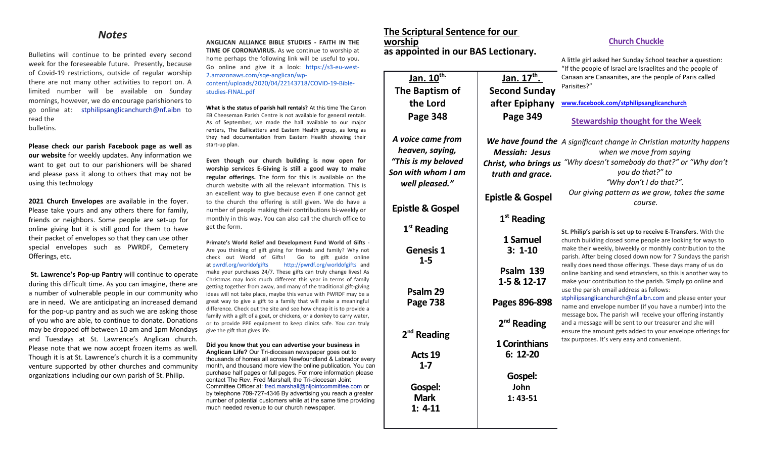## *Notes*

Bulletins will continue to be printed every second week for the foreseeable future. Presently, because of Covid-19 restrictions, outside of regular worship there are not many other activities to report on. A limited number will be available on Sunday mornings, however, we do encourage parishioners to go online at: stphilipsanglicanchurch@nf.aibn to read the bulletins.

**Please check our parish Facebook page as well as our website** for weekly updates. Any information we want to get out to our parishioners will be shared and please pass it along to others that may not be using this technology

**2021 Church Envelopes** are available in the foyer. Please take yours and any others there for family, friends or neighbors. Some people are set-up for online giving but it is still good for them to have their packet of envelopes so that they can use other special envelopes such as PWRDF, Cemetery Offerings, etc.

**St. Lawrence's Pop-up Pantry** will continue to operate during this difficult time. As you can imagine, there are a number of vulnerable people in our community who are in need. We are anticipating an increased demand for the pop-up pantry and as such we are asking those of you who are able, to continue to donate. Donations may be dropped off between 10 am and 1pm Mondays and Tuesdays at St. Lawrence's Anglican church. Please note that we now accept frozen items as well. Though it is at St. Lawrence's church it is a community venture supported by other churches and community organizations including our own parish of St. Philip.

**ANGLICAN ALLIANCE BIBLE STUDIES - FAITH IN THE TIME OF CORONAVIRUS.** As we continue to worship at home perhaps the following link will be useful to you. Go online and give it a look: https://s3-eu-west-2.amazonaws.com/sqe-anglican/wp-content/uploads/2020/04/22143718/COVID-19-Bible-studies-FINAL.pdf

**What is the status of parish hall rentals?** At this time The Canon EB Cheeseman Parish Centre is not available for general rentals. As of September, we made the hall available to our major renters, The Ballicatters and Eastern Health group, as long as they had documentation from Eastern Health showing their start-up plan.

**Even though our church building is now open for worship services E-Giving is still a good way to make regular offerings.** The form for this is available on the church website with all the relevant information. This is an excellent way to give because even if one cannot get to the church the offering is still given. We do have a number of people making their contributions bi-weekly or monthly in this way. You can also call the church office to get the form.

**Primate's World Relief and Development Fund World of Gifts** - Are you thinking of gift giving for friends and family? Why not check out World of Gifts! Go to gift guide online at pwrdf.org/worldofgifts http://pwrdf.org/worldofgifts and make your purchases 24/7. These gifts can truly change lives! As Christmas may look much different this year in terms of family getting together from away, and many of the traditional gift-giving ideas will not take place, maybe this venue with PWRDF may be a great way to give a gift to a family that will make a meaningful difference. Check out the site and see how cheap it is to provide a family with a gift of a goat, or chickens, or a donkey to carry water, or to provide PPE equipment to keep clinics safe. You can truly give the gift that gives life.

**Did you know that you can advertise your business in Anglican Life?** Our Tri-diocesan newspaper goes out to thousands of homes all across Newfoundland & Labrador every month, and thousand more view the online publication. You can purchase half pages or full pages. For more information please contact The Rev. Fred Marshall, the Tri-diocesan Joint Committee Officer at: fred.marshall@nljointcommittee.com or by telephone 709-727-4346 By advertising you reach a greater number of potential customers while at the same time providing much needed revenue to our church newspaper.

## The Scriptural Sentence for our worship as appointed in our BAS Lectionary.

| Jan. 10th. The Baptism of the Lord Page 348 | Jan. 17th. Second Sunday after Epiphany Page 349 |
|---|---|
| *A voice came from heaven, saying, "This is my beloved Son with whom I am well pleased."* | ***We have found the Messiah: Jesus Christ, who brings us truth and grace.*** |
| **Epistle & Gospel** | **Epistle & Gospel** |
| **1st Reading** | **1st Reading** |
| **Genesis 1 1-5** | **1 Samuel 3: 1-10** |
| **Psalm 29 Page 738** | **Psalm 139 1-5 & 12-17** |
| | **Pages 896-898** |
| **2nd Reading** | **2nd Reading** |
| **Acts 19 1-7** | **1 Corinthians 6: 12-20** |
| **Gospel: Mark 1: 4-11** | **Gospel: John 1: 43-51** |

### Church Chuckle

A little girl asked her Sunday School teacher a question: "If the people of Israel are Israelites and the people of Canaan are Canaanites, are the people of Paris called Parisites?"

**www.facebook.com/stphilipsanglicanchurch**

### Stewardship thought for the Week

*A significant change in Christian maturity happens when we move from saying "Why doesn't somebody do that?" or "Why don't you do that?" to "Why don't I do that?". Our giving pattern as we grow, takes the same course.*

**St. Philip's parish is set up to receive E-Transfers.** With the church building closed some people are looking for ways to make their weekly, biweekly or monthly contribution to the parish. After being closed down now for 7 Sundays the parish really does need those offerings. These days many of us do online banking and send etransfers, so this is another way to make your contribution to the parish. Simply go online and use the parish email address as follows: stphilipsanglicanchurch@nf.aibn.com and please enter your name and envelope number (if you have a number) into the message box. The parish will receive your offering instantly and a message will be sent to our treasurer and she will ensure the amount gets added to your envelope offerings for tax purposes. It's very easy and convenient.